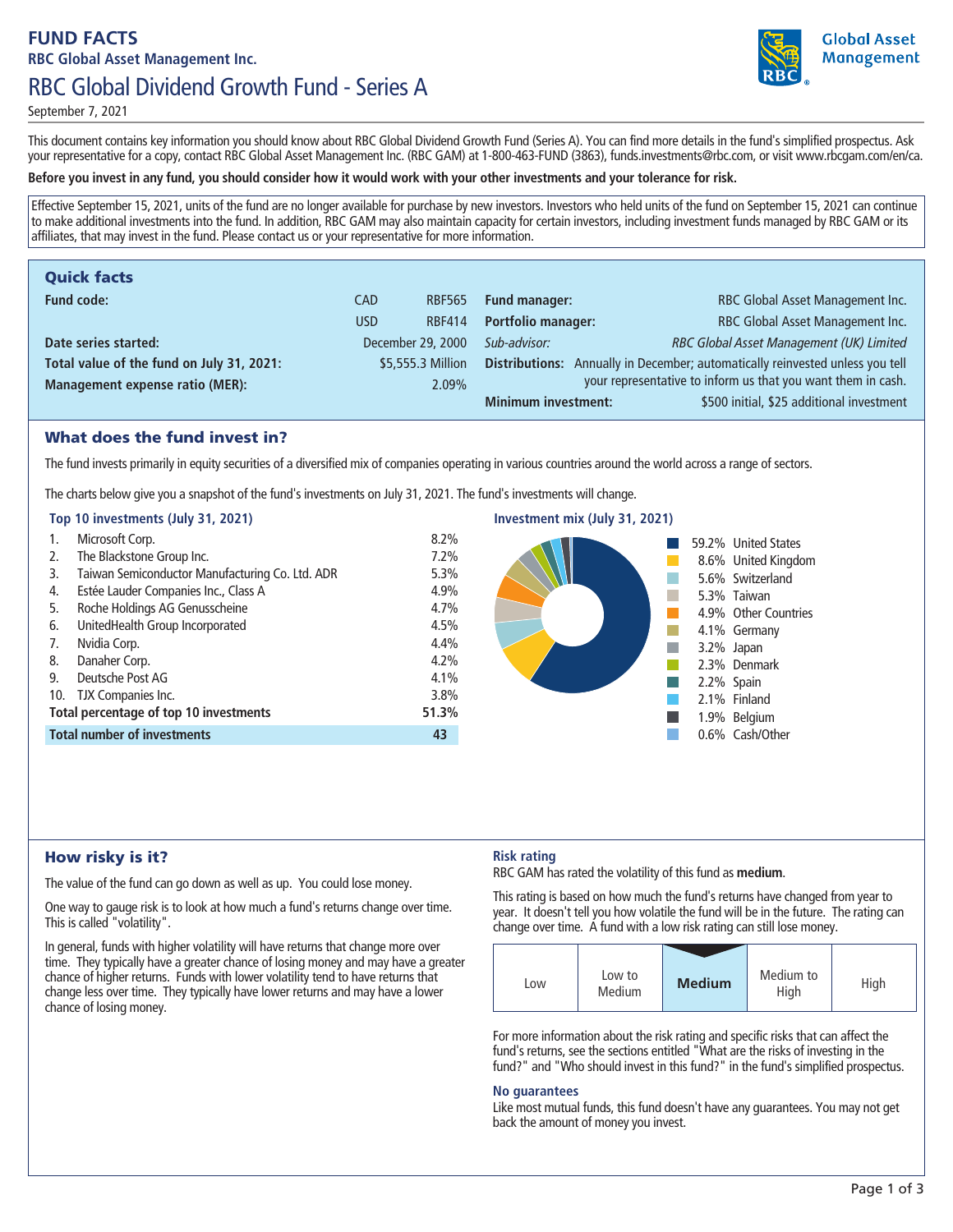# FUND FACTS

**RBC Global Asset Management Inc.**

# RBC Global Dividend Growth Fund - Series A

September 7, 2021

This document contains key information you should know about RBC Global Dividend Growth Fund (Series A). You can find more details in the fund's simplified prospectus. Ask your representative for a copy, contact RBC Global Asset Management Inc. (RBC GAM) at 1-800-463-FUND (3863), funds.investments@rbc.com, or visit www.rbcgam.com/en/ca.

**Before you invest in any fund, you should consider how it would work with your other investments and your tolerance for risk.**

Effective September 15, 2021, units of the fund are no longer available for purchase by new investors. Investors who held units of the fund on September 15, 2021 can continue to make additional investments into the fund. In addition, RBC GAM may also maintain capacity for certain investors, including investment funds managed by RBC GAM or its affiliates, that may invest in the fund. Please contact us or your representative for more information.

## Quick facts

| | | |
|---|---|---|
| **Fund code:** | CAD | RBF565 |
| | USD | RBF414 |
| **Date series started:** | | December 29, 2000 |
| **Total value of the fund on July 31, 2021:** | | $5,555.3 Million |
| **Management expense ratio (MER):** | | 2.09% |

| | |
|---|---|
| **Fund manager:** | RBC Global Asset Management Inc. |
| **Portfolio manager:** | RBC Global Asset Management Inc. |
| *Sub-advisor:* | *RBC Global Asset Management (UK) Limited* |
| **Distributions:** | Annually in December; automatically reinvested unless you tell your representative to inform us that you want them in cash. |
| **Minimum investment:** | $500 initial, $25 additional investment |

## What does the fund invest in?

The fund invests primarily in equity securities of a diversified mix of companies operating in various countries around the world across a range of sectors.

The charts below give you a snapshot of the fund's investments on July 31, 2021. The fund's investments will change.

### Top 10 investments (July 31, 2021)

| | | |
|---|---|---|
| 1. | Microsoft Corp. | 8.2% |
| 2. | The Blackstone Group Inc. | 7.2% |
| 3. | Taiwan Semiconductor Manufacturing Co. Ltd. ADR | 5.3% |
| 4. | Estée Lauder Companies Inc., Class A | 4.9% |
| 5. | Roche Holdings AG Genusscheine | 4.7% |
| 6. | UnitedHealth Group Incorporated | 4.5% |
| 7. | Nvidia Corp. | 4.4% |
| 8. | Danaher Corp. | 4.2% |
| 9. | Deutsche Post AG | 4.1% |
| 10. | TJX Companies Inc. | 3.8% |
| **Total percentage of top 10 investments** | | **51.3%** |
| **Total number of investments** | | **43** |

### Investment mix (July 31, 2021)

| | |
|---|---|
| 59.2% | United States |
| 8.6% | United Kingdom |
| 5.6% | Switzerland |
| 5.3% | Taiwan |
| 4.9% | Other Countries |
| 4.1% | Germany |
| 3.2% | Japan |
| 2.3% | Denmark |
| 2.2% | Spain |
| 2.1% | Finland |
| 1.9% | Belgium |
| 0.6% | Cash/Other |

## How risky is it?

The value of the fund can go down as well as up. You could lose money.

One way to gauge risk is to look at how much a fund's returns change over time. This is called "volatility".

In general, funds with higher volatility will have returns that change more over time. They typically have a greater chance of losing money and may have a greater chance of higher returns. Funds with lower volatility tend to have returns that change less over time. They typically have lower returns and may have a lower chance of losing money.

### Risk rating

RBC GAM has rated the volatility of this fund as **medium**.

This rating is based on how much the fund's returns have changed from year to year. It doesn't tell you how volatile the fund will be in the future. The rating can change over time. A fund with a low risk rating can still lose money.

| Low | Low to Medium | **Medium** | Medium to High | High |
|---|---|---|---|---|

For more information about the risk rating and specific risks that can affect the fund's returns, see the sections entitled "What are the risks of investing in the fund?" and "Who should invest in this fund?" in the fund's simplified prospectus.

### No guarantees

Like most mutual funds, this fund doesn't have any guarantees. You may not get back the amount of money you invest.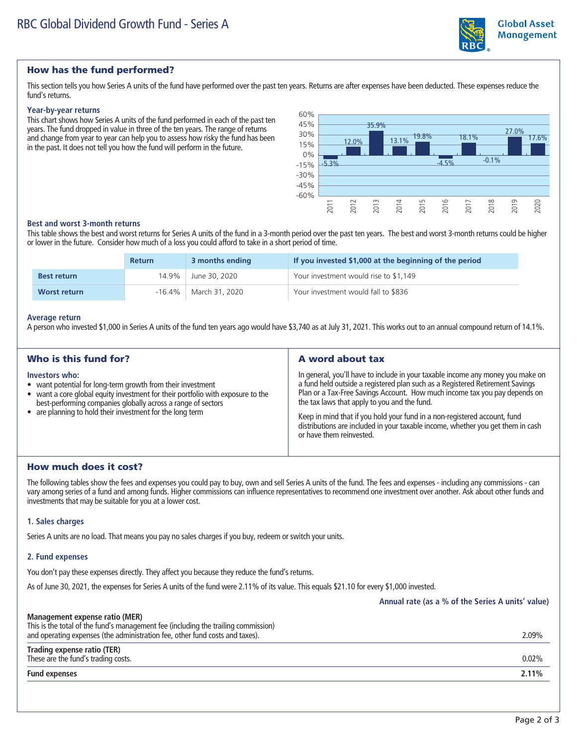# RBC Global Dividend Growth Fund - Series A

## How has the fund performed?

This section tells you how Series A units of the fund have performed over the past ten years. Returns are after expenses have been deducted. These expenses reduce the fund's returns.

### Year-by-year returns

This chart shows how Series A units of the fund performed in each of the past ten years. The fund dropped in value in three of the ten years. The range of returns and change from year to year can help you to assess how risky the fund has been in the past. It does not tell you how the fund will perform in the future.

| Year | Return |
|---|---|
| 2011 | -5.3% |
| 2012 | 12.0% |
| 2013 | 35.9% |
| 2014 | 13.1% |
| 2015 | 19.8% |
| 2016 | -4.5% |
| 2017 | 18.1% |
| 2018 | -0.1% |
| 2019 | 27.0% |
| 2020 | 17.6% |

### Best and worst 3-month returns

This table shows the best and worst returns for Series A units of the fund in a 3-month period over the past ten years. The best and worst 3-month returns could be higher or lower in the future. Consider how much of a loss you could afford to take in a short period of time.

| | Return | 3 months ending | If you invested $1,000 at the beginning of the period |
|---|---|---|---|
| **Best return** | 14.9% | June 30, 2020 | Your investment would rise to $1,149 |
| **Worst return** | -16.4% | March 31, 2020 | Your investment would fall to $836 |

### Average return

A person who invested $1,000 in Series A units of the fund ten years ago would have $3,740 as at July 31, 2021. This works out to an annual compound return of 14.1%.

## Who is this fund for?

**Investors who:**

- want potential for long-term growth from their investment
- want a core global equity investment for their portfolio with exposure to the best-performing companies globally across a range of sectors
- are planning to hold their investment for the long term

## A word about tax

In general, you'll have to include in your taxable income any money you make on a fund held outside a registered plan such as a Registered Retirement Savings Plan or a Tax-Free Savings Account. How much income tax you pay depends on the tax laws that apply to you and the fund.

Keep in mind that if you hold your fund in a non-registered account, fund distributions are included in your taxable income, whether you get them in cash or have them reinvested.

## How much does it cost?

The following tables show the fees and expenses you could pay to buy, own and sell Series A units of the fund. The fees and expenses - including any commissions - can vary among series of a fund and among funds. Higher commissions can influence representatives to recommend one investment over another. Ask about other funds and investments that may be suitable for you at a lower cost.

### 1. Sales charges

Series A units are no load. That means you pay no sales charges if you buy, redeem or switch your units.

### 2. Fund expenses

You don't pay these expenses directly. They affect you because they reduce the fund's returns.

As of June 30, 2021, the expenses for Series A units of the fund were 2.11% of its value. This equals $21.10 for every $1,000 invested.

| | Annual rate (as a % of the Series A units' value) |
|---|---|
| **Management expense ratio (MER)**<br>This is the total of the fund's management fee (including the trailing commission) and operating expenses (the administration fee, other fund costs and taxes). | 2.09% |
| **Trading expense ratio (TER)**<br>These are the fund's trading costs. | 0.02% |
| **Fund expenses** | **2.11%** |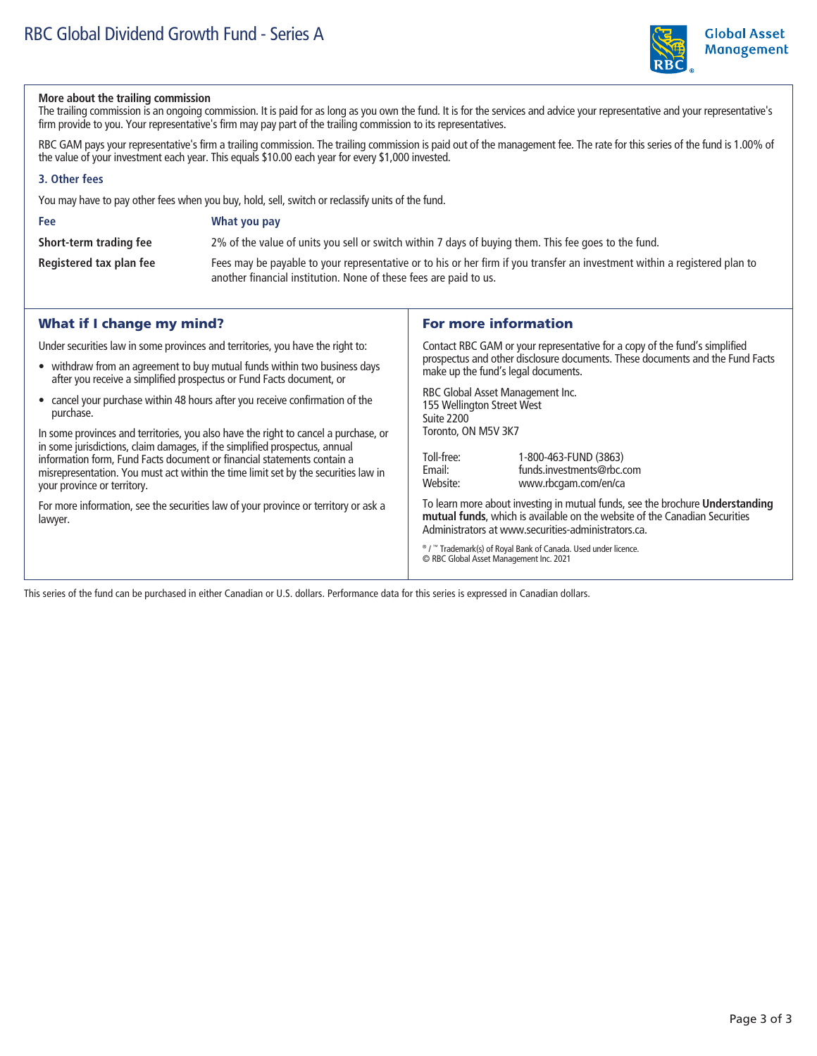**More about the trailing commission**

The trailing commission is an ongoing commission. It is paid for as long as you own the fund. It is for the services and advice your representative and your representative's firm provide to you. Your representative's firm may pay part of the trailing commission to its representatives.

RBC GAM pays your representative's firm a trailing commission. The trailing commission is paid out of the management fee. The rate for this series of the fund is 1.00% of the value of your investment each year. This equals $10.00 each year for every $1,000 invested.

### 3. Other fees

You may have to pay other fees when you buy, hold, sell, switch or reclassify units of the fund.

| Fee | What you pay |
|---|---|
| **Short-term trading fee** | 2% of the value of units you sell or switch within 7 days of buying them. This fee goes to the fund. |
| **Registered tax plan fee** | Fees may be payable to your representative or to his or her firm if you transfer an investment within a registered plan to another financial institution. None of these fees are paid to us. |

## What if I change my mind?

Under securities law in some provinces and territories, you have the right to:

- withdraw from an agreement to buy mutual funds within two business days after you receive a simplified prospectus or Fund Facts document, or
- cancel your purchase within 48 hours after you receive confirmation of the purchase.

In some provinces and territories, you also have the right to cancel a purchase, or in some jurisdictions, claim damages, if the simplified prospectus, annual information form, Fund Facts document or financial statements contain a misrepresentation. You must act within the time limit set by the securities law in your province or territory.

For more information, see the securities law of your province or territory or ask a lawyer.

## For more information

Contact RBC GAM or your representative for a copy of the fund's simplified prospectus and other disclosure documents. These documents and the Fund Facts make up the fund's legal documents.

RBC Global Asset Management Inc.
155 Wellington Street West
Suite 2200
Toronto, ON M5V 3K7

Toll-free: 1-800-463-FUND (3863)
Email: funds.investments@rbc.com
Website: www.rbcgam.com/en/ca

To learn more about investing in mutual funds, see the brochure **Understanding mutual funds**, which is available on the website of the Canadian Securities Administrators at www.securities-administrators.ca.

® / ™ Trademark(s) of Royal Bank of Canada. Used under licence.
© RBC Global Asset Management Inc. 2021

This series of the fund can be purchased in either Canadian or U.S. dollars. Performance data for this series is expressed in Canadian dollars.